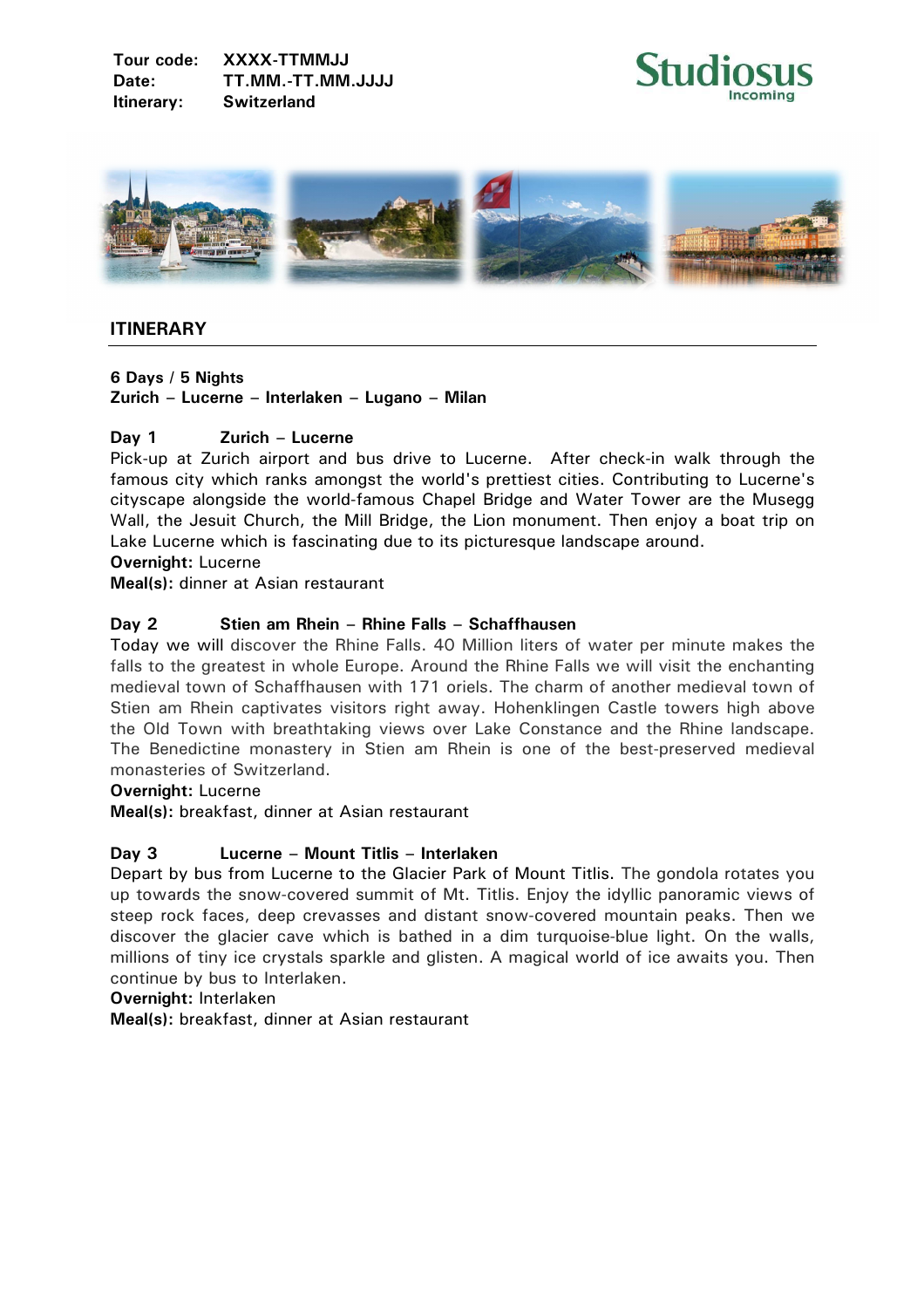**Tour code:** XXXX-TTMMJJ
**Date:** TT.MM.-TT.MM.JJJJ
**Itinerary:** Switzerland

## ITINERARY

**6 Days / 5 Nights**
**Zurich – Lucerne – Interlaken – Lugano – Milan**

### Day 1 Zurich – Lucerne

Pick-up at Zurich airport and bus drive to Lucerne. After check-in walk through the famous city which ranks amongst the world's prettiest cities. Contributing to Lucerne's cityscape alongside the world-famous Chapel Bridge and Water Tower are the Musegg Wall, the Jesuit Church, the Mill Bridge, the Lion monument. Then enjoy a boat trip on Lake Lucerne which is fascinating due to its picturesque landscape around.

**Overnight:** Lucerne
**Meal(s):** dinner at Asian restaurant

### Day 2 Stien am Rhein – Rhine Falls – Schaffhausen

Today we will discover the Rhine Falls. 40 Million liters of water per minute makes the falls to the greatest in whole Europe. Around the Rhine Falls we will visit the enchanting medieval town of Schaffhausen with 171 oriels. The charm of another medieval town of Stien am Rhein captivates visitors right away. Hohenklingen Castle towers high above the Old Town with breathtaking views over Lake Constance and the Rhine landscape. The Benedictine monastery in Stien am Rhein is one of the best-preserved medieval monasteries of Switzerland.

**Overnight:** Lucerne
**Meal(s):** breakfast, dinner at Asian restaurant

### Day 3 Lucerne – Mount Titlis – Interlaken

Depart by bus from Lucerne to the Glacier Park of Mount Titlis. The gondola rotates you up towards the snow-covered summit of Mt. Titlis. Enjoy the idyllic panoramic views of steep rock faces, deep crevasses and distant snow-covered mountain peaks. Then we discover the glacier cave which is bathed in a dim turquoise-blue light. On the walls, millions of tiny ice crystals sparkle and glisten. A magical world of ice awaits you. Then continue by bus to Interlaken.

**Overnight:** Interlaken
**Meal(s):** breakfast, dinner at Asian restaurant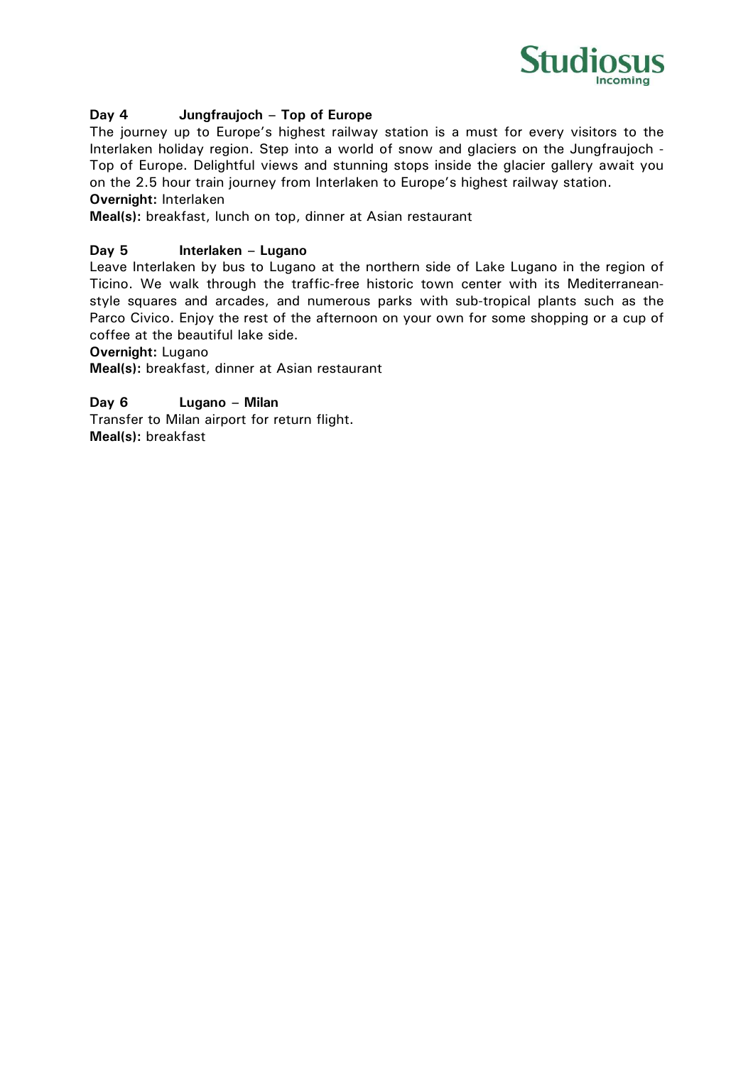### Day 4 Jungfraujoch – Top of Europe

The journey up to Europe's highest railway station is a must for every visitors to the Interlaken holiday region. Step into a world of snow and glaciers on the Jungfraujoch - Top of Europe. Delightful views and stunning stops inside the glacier gallery await you on the 2.5 hour train journey from Interlaken to Europe's highest railway station.

**Overnight:** Interlaken

**Meal(s):** breakfast, lunch on top, dinner at Asian restaurant

### Day 5 Interlaken – Lugano

Leave Interlaken by bus to Lugano at the northern side of Lake Lugano in the region of Ticino. We walk through the traffic-free historic town center with its Mediterranean-style squares and arcades, and numerous parks with sub-tropical plants such as the Parco Civico. Enjoy the rest of the afternoon on your own for some shopping or a cup of coffee at the beautiful lake side.

**Overnight:** Lugano

**Meal(s):** breakfast, dinner at Asian restaurant

### Day 6 Lugano – Milan

Transfer to Milan airport for return flight.

**Meal(s):** breakfast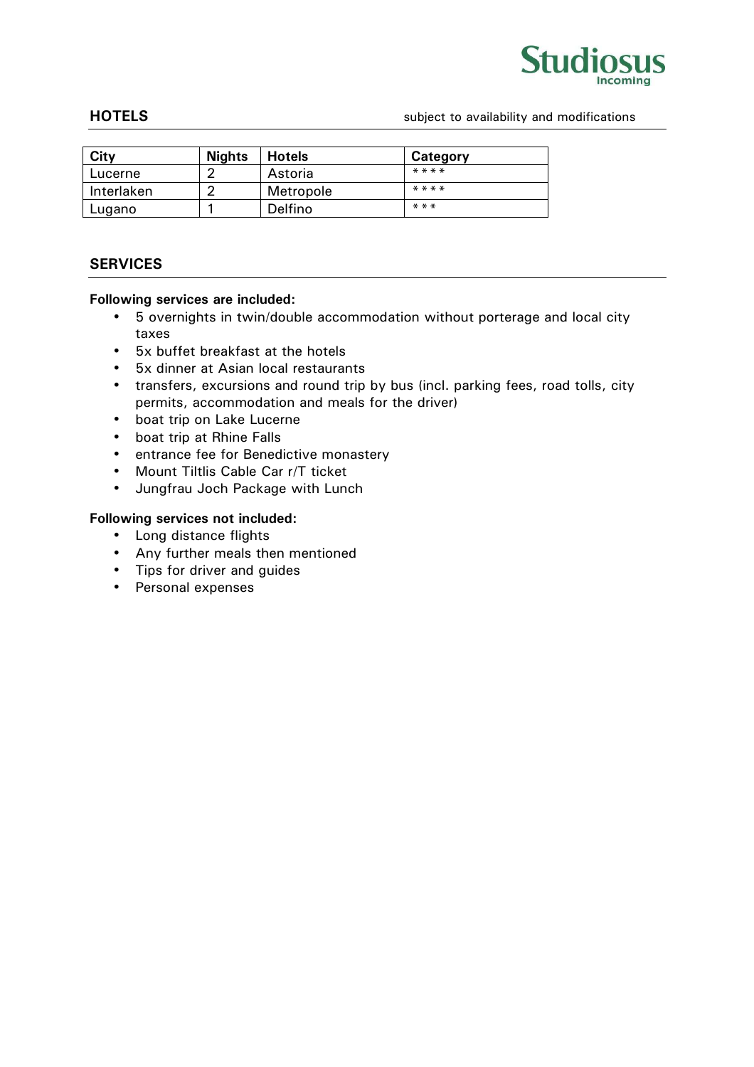## HOTELS

subject to availability and modifications

| City | Nights | Hotels | Category |
|---|---|---|---|
| Lucerne | 2 | Astoria | **** |
| Interlaken | 2 | Metropole | **** |
| Lugano | 1 | Delfino | *** |

## SERVICES

**Following services are included:**

- 5 overnights in twin/double accommodation without porterage and local city taxes
- 5x buffet breakfast at the hotels
- 5x dinner at Asian local restaurants
- transfers, excursions and round trip by bus (incl. parking fees, road tolls, city permits, accommodation and meals for the driver)
- boat trip on Lake Lucerne
- boat trip at Rhine Falls
- entrance fee for Benedictive monastery
- Mount Tiltlis Cable Car r/T ticket
- Jungfrau Joch Package with Lunch

**Following services not included:**

- Long distance flights
- Any further meals then mentioned
- Tips for driver and guides
- Personal expenses